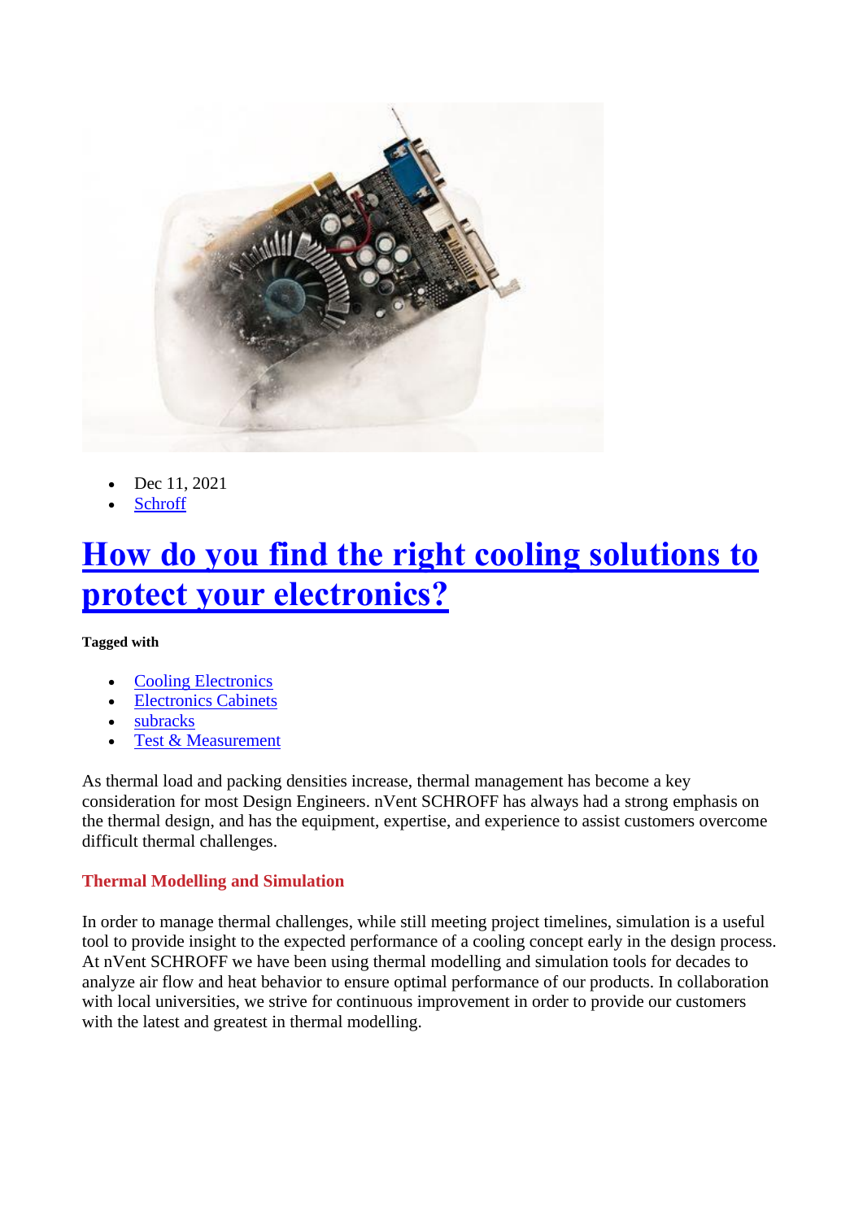- Dec 11, 2021
- Schroff

# How do you find the right cooling solutions to protect your electronics?

**Tagged with**

- Cooling Electronics
- Electronics Cabinets
- subracks
- Test & Measurement

As thermal load and packing densities increase, thermal management has become a key consideration for most Design Engineers. nVent SCHROFF has always had a strong emphasis on the thermal design, and has the equipment, expertise, and experience to assist customers overcome difficult thermal challenges.

### Thermal Modelling and Simulation

In order to manage thermal challenges, while still meeting project timelines, simulation is a useful tool to provide insight to the expected performance of a cooling concept early in the design process. At nVent SCHROFF we have been using thermal modelling and simulation tools for decades to analyze air flow and heat behavior to ensure optimal performance of our products. In collaboration with local universities, we strive for continuous improvement in order to provide our customers with the latest and greatest in thermal modelling.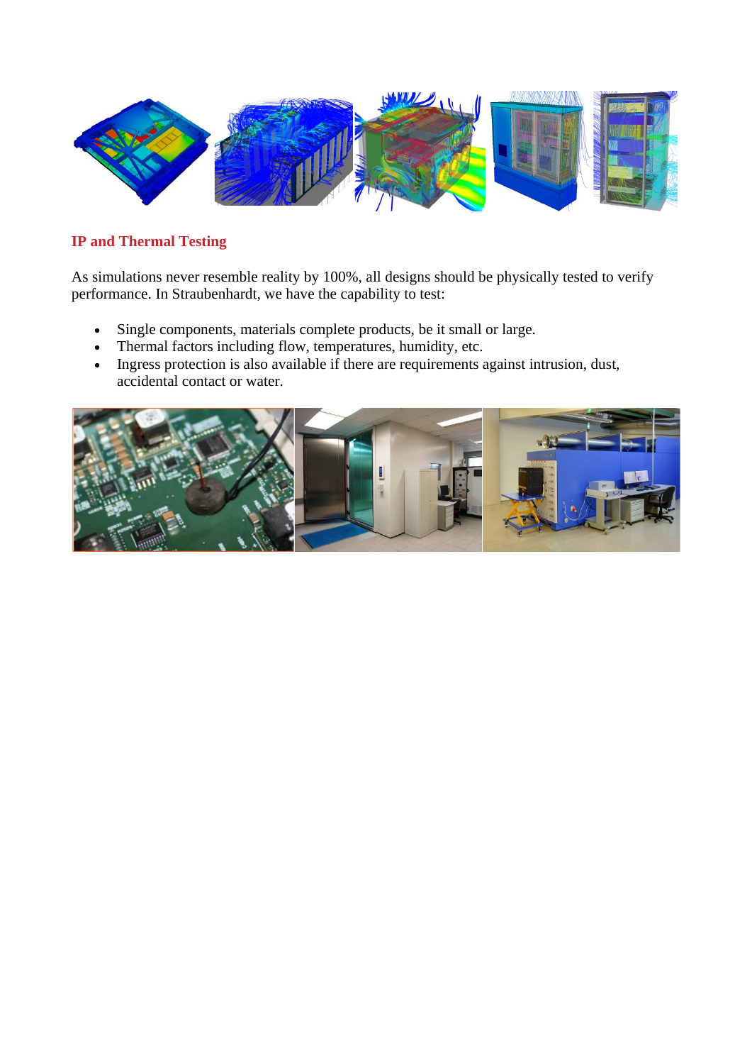## IP and Thermal Testing

As simulations never resemble reality by 100%, all designs should be physically tested to verify performance. In Straubenhardt, we have the capability to test:

- Single components, materials complete products, be it small or large.
- Thermal factors including flow, temperatures, humidity, etc.
- Ingress protection is also available if there are requirements against intrusion, dust, accidental contact or water.